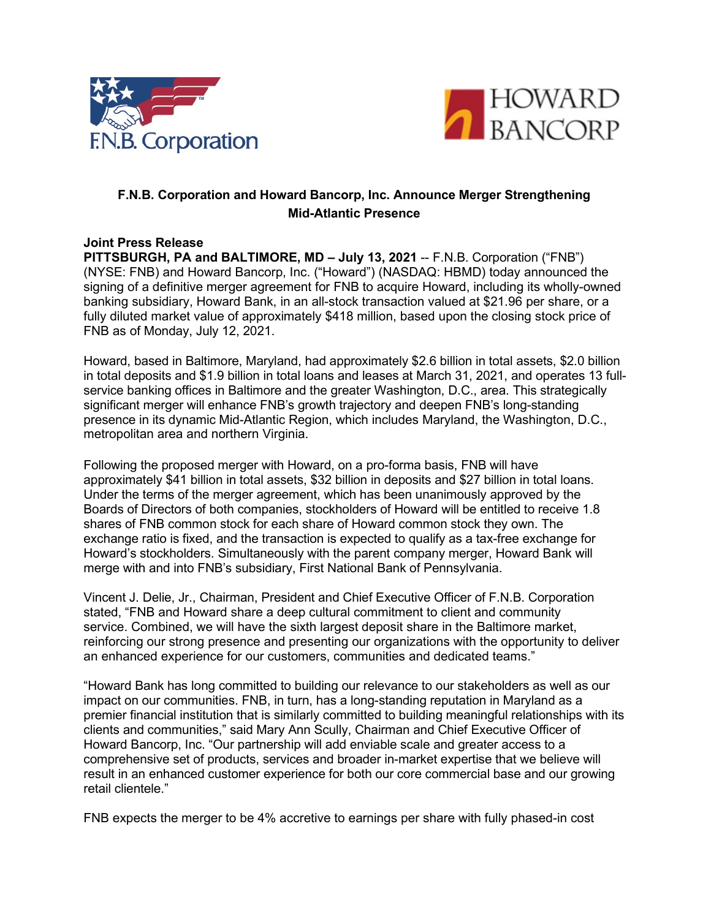F.N.B. Corporation

HOWARD BANCORP

## F.N.B. Corporation and Howard Bancorp, Inc. Announce Merger Strengthening Mid-Atlantic Presence

**Joint Press Release**

**PITTSBURGH, PA and BALTIMORE, MD – July 13, 2021** -- F.N.B. Corporation ("FNB") (NYSE: FNB) and Howard Bancorp, Inc. ("Howard") (NASDAQ: HBMD) today announced the signing of a definitive merger agreement for FNB to acquire Howard, including its wholly-owned banking subsidiary, Howard Bank, in an all-stock transaction valued at $21.96 per share, or a fully diluted market value of approximately $418 million, based upon the closing stock price of FNB as of Monday, July 12, 2021.

Howard, based in Baltimore, Maryland, had approximately $2.6 billion in total assets, $2.0 billion in total deposits and $1.9 billion in total loans and leases at March 31, 2021, and operates 13 full-service banking offices in Baltimore and the greater Washington, D.C., area. This strategically significant merger will enhance FNB's growth trajectory and deepen FNB's long-standing presence in its dynamic Mid-Atlantic Region, which includes Maryland, the Washington, D.C., metropolitan area and northern Virginia.

Following the proposed merger with Howard, on a pro-forma basis, FNB will have approximately $41 billion in total assets, $32 billion in deposits and $27 billion in total loans. Under the terms of the merger agreement, which has been unanimously approved by the Boards of Directors of both companies, stockholders of Howard will be entitled to receive 1.8 shares of FNB common stock for each share of Howard common stock they own. The exchange ratio is fixed, and the transaction is expected to qualify as a tax-free exchange for Howard's stockholders. Simultaneously with the parent company merger, Howard Bank will merge with and into FNB's subsidiary, First National Bank of Pennsylvania.

Vincent J. Delie, Jr., Chairman, President and Chief Executive Officer of F.N.B. Corporation stated, "FNB and Howard share a deep cultural commitment to client and community service. Combined, we will have the sixth largest deposit share in the Baltimore market, reinforcing our strong presence and presenting our organizations with the opportunity to deliver an enhanced experience for our customers, communities and dedicated teams."

"Howard Bank has long committed to building our relevance to our stakeholders as well as our impact on our communities. FNB, in turn, has a long-standing reputation in Maryland as a premier financial institution that is similarly committed to building meaningful relationships with its clients and communities," said Mary Ann Scully, Chairman and Chief Executive Officer of Howard Bancorp, Inc. "Our partnership will add enviable scale and greater access to a comprehensive set of products, services and broader in-market expertise that we believe will result in an enhanced customer experience for both our core commercial base and our growing retail clientele."

FNB expects the merger to be 4% accretive to earnings per share with fully phased-in cost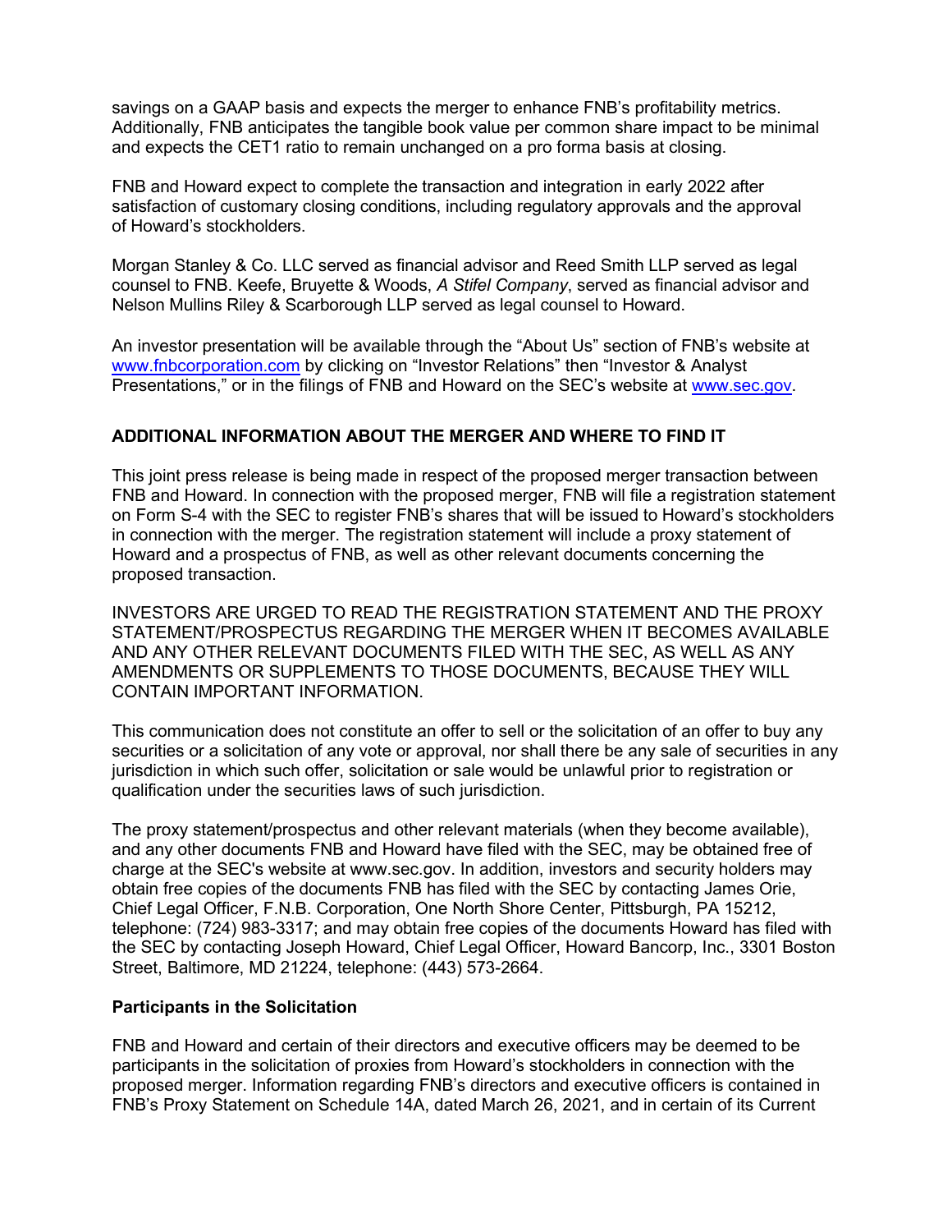savings on a GAAP basis and expects the merger to enhance FNB's profitability metrics. Additionally, FNB anticipates the tangible book value per common share impact to be minimal and expects the CET1 ratio to remain unchanged on a pro forma basis at closing.

FNB and Howard expect to complete the transaction and integration in early 2022 after satisfaction of customary closing conditions, including regulatory approvals and the approval of Howard's stockholders.

Morgan Stanley & Co. LLC served as financial advisor and Reed Smith LLP served as legal counsel to FNB. Keefe, Bruyette & Woods, *A Stifel Company*, served as financial advisor and Nelson Mullins Riley & Scarborough LLP served as legal counsel to Howard.

An investor presentation will be available through the "About Us" section of FNB's website at [www.fnbcorporation.com](www.fnbcorporation.com) by clicking on "Investor Relations" then "Investor & Analyst Presentations," or in the filings of FNB and Howard on the SEC's website at [www.sec.gov](www.sec.gov).

## ADDITIONAL INFORMATION ABOUT THE MERGER AND WHERE TO FIND IT

This joint press release is being made in respect of the proposed merger transaction between FNB and Howard. In connection with the proposed merger, FNB will file a registration statement on Form S-4 with the SEC to register FNB's shares that will be issued to Howard's stockholders in connection with the merger. The registration statement will include a proxy statement of Howard and a prospectus of FNB, as well as other relevant documents concerning the proposed transaction.

INVESTORS ARE URGED TO READ THE REGISTRATION STATEMENT AND THE PROXY STATEMENT/PROSPECTUS REGARDING THE MERGER WHEN IT BECOMES AVAILABLE AND ANY OTHER RELEVANT DOCUMENTS FILED WITH THE SEC, AS WELL AS ANY AMENDMENTS OR SUPPLEMENTS TO THOSE DOCUMENTS, BECAUSE THEY WILL CONTAIN IMPORTANT INFORMATION.

This communication does not constitute an offer to sell or the solicitation of an offer to buy any securities or a solicitation of any vote or approval, nor shall there be any sale of securities in any jurisdiction in which such offer, solicitation or sale would be unlawful prior to registration or qualification under the securities laws of such jurisdiction.

The proxy statement/prospectus and other relevant materials (when they become available), and any other documents FNB and Howard have filed with the SEC, may be obtained free of charge at the SEC's website at www.sec.gov. In addition, investors and security holders may obtain free copies of the documents FNB has filed with the SEC by contacting James Orie, Chief Legal Officer, F.N.B. Corporation, One North Shore Center, Pittsburgh, PA 15212, telephone: (724) 983-3317; and may obtain free copies of the documents Howard has filed with the SEC by contacting Joseph Howard, Chief Legal Officer, Howard Bancorp, Inc., 3301 Boston Street, Baltimore, MD 21224, telephone: (443) 573-2664.

### Participants in the Solicitation

FNB and Howard and certain of their directors and executive officers may be deemed to be participants in the solicitation of proxies from Howard's stockholders in connection with the proposed merger. Information regarding FNB's directors and executive officers is contained in FNB's Proxy Statement on Schedule 14A, dated March 26, 2021, and in certain of its Current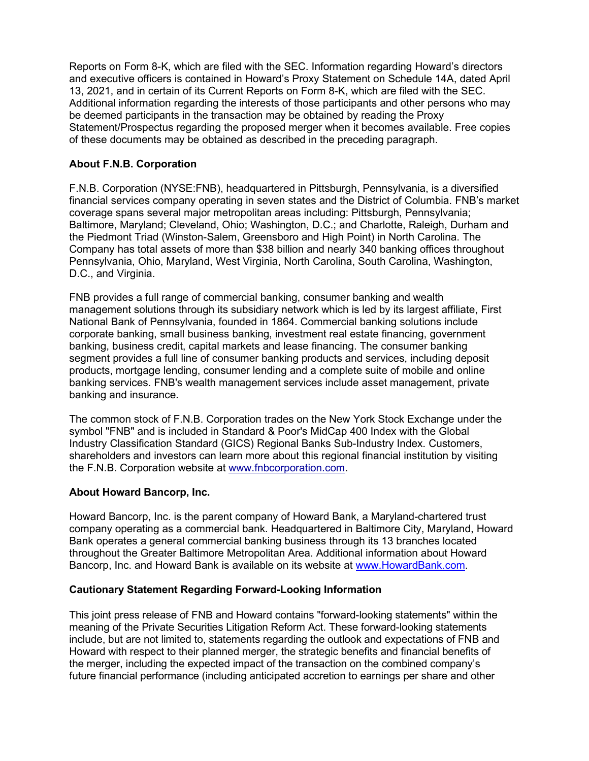Reports on Form 8-K, which are filed with the SEC. Information regarding Howard's directors and executive officers is contained in Howard's Proxy Statement on Schedule 14A, dated April 13, 2021, and in certain of its Current Reports on Form 8-K, which are filed with the SEC. Additional information regarding the interests of those participants and other persons who may be deemed participants in the transaction may be obtained by reading the Proxy Statement/Prospectus regarding the proposed merger when it becomes available. Free copies of these documents may be obtained as described in the preceding paragraph.

**About F.N.B. Corporation**

F.N.B. Corporation (NYSE:FNB), headquartered in Pittsburgh, Pennsylvania, is a diversified financial services company operating in seven states and the District of Columbia. FNB's market coverage spans several major metropolitan areas including: Pittsburgh, Pennsylvania; Baltimore, Maryland; Cleveland, Ohio; Washington, D.C.; and Charlotte, Raleigh, Durham and the Piedmont Triad (Winston-Salem, Greensboro and High Point) in North Carolina. The Company has total assets of more than $38 billion and nearly 340 banking offices throughout Pennsylvania, Ohio, Maryland, West Virginia, North Carolina, South Carolina, Washington, D.C., and Virginia.

FNB provides a full range of commercial banking, consumer banking and wealth management solutions through its subsidiary network which is led by its largest affiliate, First National Bank of Pennsylvania, founded in 1864. Commercial banking solutions include corporate banking, small business banking, investment real estate financing, government banking, business credit, capital markets and lease financing. The consumer banking segment provides a full line of consumer banking products and services, including deposit products, mortgage lending, consumer lending and a complete suite of mobile and online banking services. FNB's wealth management services include asset management, private banking and insurance.

The common stock of F.N.B. Corporation trades on the New York Stock Exchange under the symbol "FNB" and is included in Standard & Poor's MidCap 400 Index with the Global Industry Classification Standard (GICS) Regional Banks Sub-Industry Index. Customers, shareholders and investors can learn more about this regional financial institution by visiting the F.N.B. Corporation website at [www.fnbcorporation.com](http://www.fnbcorporation.com).

**About Howard Bancorp, Inc.**

Howard Bancorp, Inc. is the parent company of Howard Bank, a Maryland-chartered trust company operating as a commercial bank. Headquartered in Baltimore City, Maryland, Howard Bank operates a general commercial banking business through its 13 branches located throughout the Greater Baltimore Metropolitan Area. Additional information about Howard Bancorp, Inc. and Howard Bank is available on its website at [www.HowardBank.com](http://www.HowardBank.com).

**Cautionary Statement Regarding Forward-Looking Information**

This joint press release of FNB and Howard contains "forward-looking statements" within the meaning of the Private Securities Litigation Reform Act. These forward-looking statements include, but are not limited to, statements regarding the outlook and expectations of FNB and Howard with respect to their planned merger, the strategic benefits and financial benefits of the merger, including the expected impact of the transaction on the combined company's future financial performance (including anticipated accretion to earnings per share and other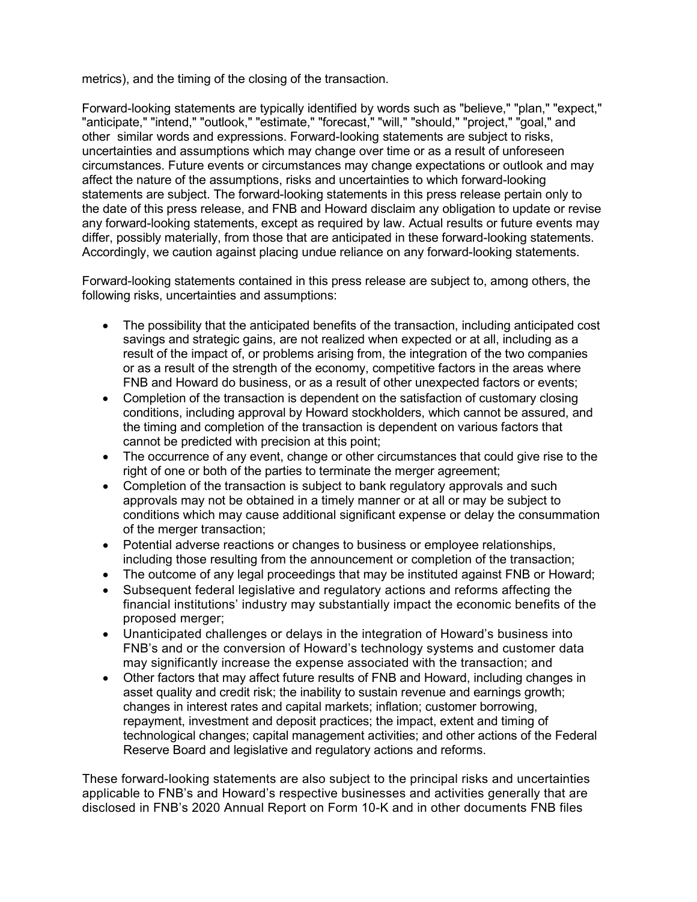metrics), and the timing of the closing of the transaction.

Forward-looking statements are typically identified by words such as "believe," "plan," "expect," "anticipate," "intend," "outlook," "estimate," "forecast," "will," "should," "project," "goal," and other similar words and expressions. Forward-looking statements are subject to risks, uncertainties and assumptions which may change over time or as a result of unforeseen circumstances. Future events or circumstances may change expectations or outlook and may affect the nature of the assumptions, risks and uncertainties to which forward-looking statements are subject. The forward-looking statements in this press release pertain only to the date of this press release, and FNB and Howard disclaim any obligation to update or revise any forward-looking statements, except as required by law. Actual results or future events may differ, possibly materially, from those that are anticipated in these forward-looking statements. Accordingly, we caution against placing undue reliance on any forward-looking statements.

Forward-looking statements contained in this press release are subject to, among others, the following risks, uncertainties and assumptions:

- The possibility that the anticipated benefits of the transaction, including anticipated cost savings and strategic gains, are not realized when expected or at all, including as a result of the impact of, or problems arising from, the integration of the two companies or as a result of the strength of the economy, competitive factors in the areas where FNB and Howard do business, or as a result of other unexpected factors or events;
- Completion of the transaction is dependent on the satisfaction of customary closing conditions, including approval by Howard stockholders, which cannot be assured, and the timing and completion of the transaction is dependent on various factors that cannot be predicted with precision at this point;
- The occurrence of any event, change or other circumstances that could give rise to the right of one or both of the parties to terminate the merger agreement;
- Completion of the transaction is subject to bank regulatory approvals and such approvals may not be obtained in a timely manner or at all or may be subject to conditions which may cause additional significant expense or delay the consummation of the merger transaction;
- Potential adverse reactions or changes to business or employee relationships, including those resulting from the announcement or completion of the transaction;
- The outcome of any legal proceedings that may be instituted against FNB or Howard;
- Subsequent federal legislative and regulatory actions and reforms affecting the financial institutions' industry may substantially impact the economic benefits of the proposed merger;
- Unanticipated challenges or delays in the integration of Howard's business into FNB's and or the conversion of Howard's technology systems and customer data may significantly increase the expense associated with the transaction; and
- Other factors that may affect future results of FNB and Howard, including changes in asset quality and credit risk; the inability to sustain revenue and earnings growth; changes in interest rates and capital markets; inflation; customer borrowing, repayment, investment and deposit practices; the impact, extent and timing of technological changes; capital management activities; and other actions of the Federal Reserve Board and legislative and regulatory actions and reforms.

These forward-looking statements are also subject to the principal risks and uncertainties applicable to FNB's and Howard's respective businesses and activities generally that are disclosed in FNB's 2020 Annual Report on Form 10-K and in other documents FNB files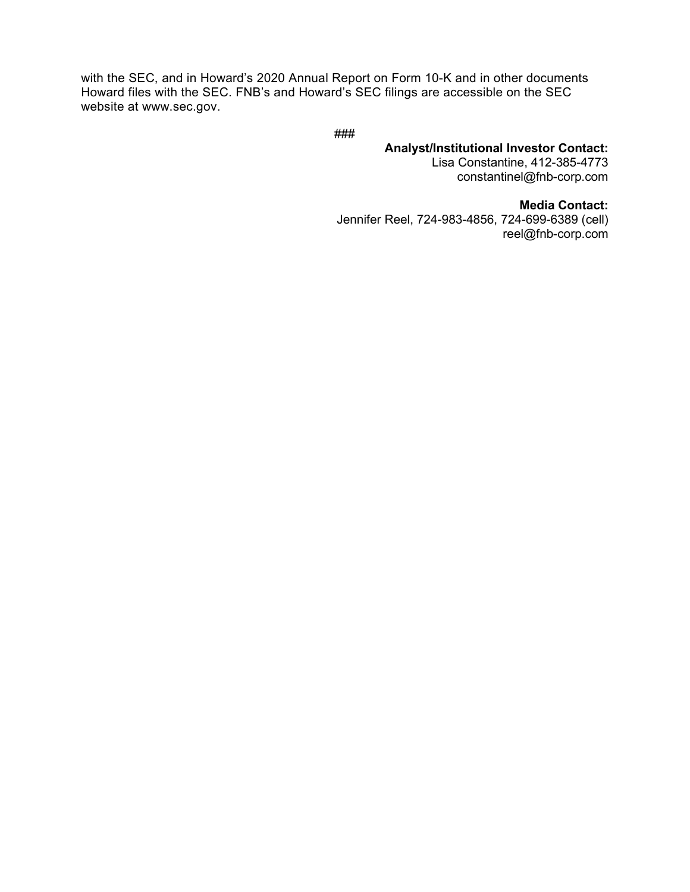with the SEC, and in Howard’s 2020 Annual Report on Form 10-K and in other documents Howard files with the SEC. FNB’s and Howard’s SEC filings are accessible on the SEC website at www.sec.gov.

###

**Analyst/Institutional Investor Contact:**
Lisa Constantine, 412-385-4773
constantinel@fnb-corp.com

**Media Contact:**
Jennifer Reel, 724-983-4856, 724-699-6389 (cell)
reel@fnb-corp.com